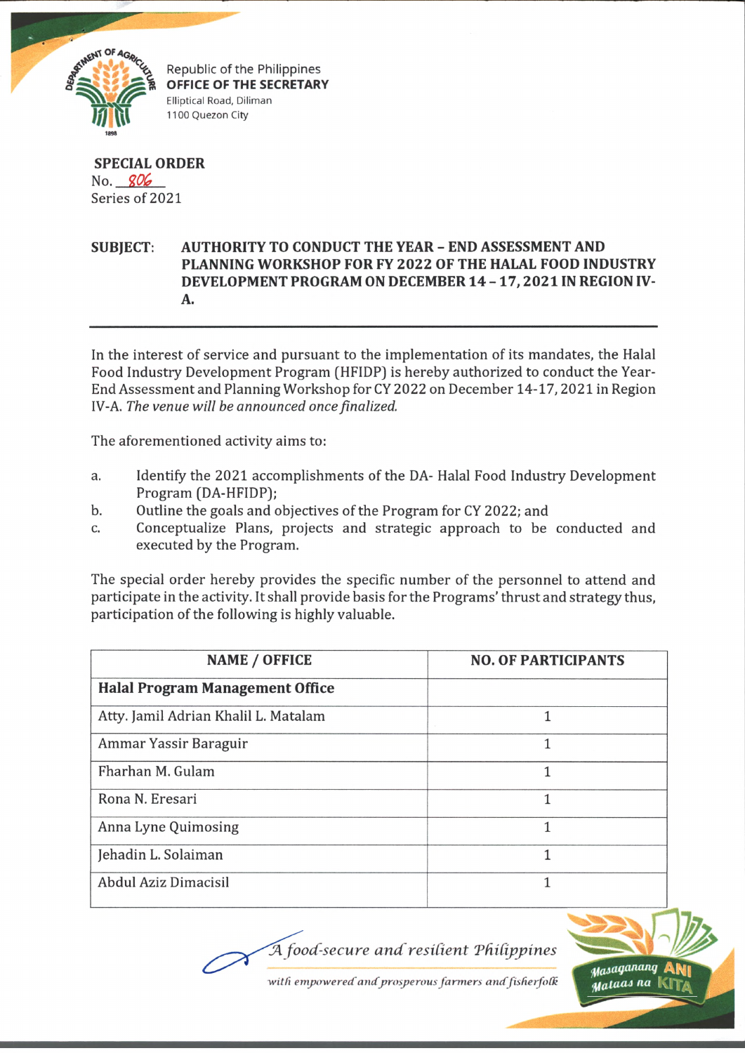Republic of the Philippines
**OFFICE OF THE SECRETARY**
Elliptical Road, Diliman
1100 Quezon City

**SPECIAL ORDER**
No. 806
Series of 2021

**SUBJECT: AUTHORITY TO CONDUCT THE YEAR – END ASSESSMENT AND PLANNING WORKSHOP FOR FY 2022 OF THE HALAL FOOD INDUSTRY DEVELOPMENT PROGRAM ON DECEMBER 14 – 17, 2021 IN REGION IV-A.**

---

In the interest of service and pursuant to the implementation of its mandates, the Halal Food Industry Development Program (HFIDP) is hereby authorized to conduct the Year-End Assessment and Planning Workshop for CY 2022 on December 14-17, 2021 in Region IV-A. *The venue will be announced once finalized.*

The aforementioned activity aims to:

a. Identify the 2021 accomplishments of the DA- Halal Food Industry Development Program (DA-HFIDP);
b. Outline the goals and objectives of the Program for CY 2022; and
c. Conceptualize Plans, projects and strategic approach to be conducted and executed by the Program.

The special order hereby provides the specific number of the personnel to attend and participate in the activity. It shall provide basis for the Programs' thrust and strategy thus, participation of the following is highly valuable.

| NAME / OFFICE | NO. OF PARTICIPANTS |
|---|---|
| **Halal Program Management Office** | |
| Atty. Jamil Adrian Khalil L. Matalam | 1 |
| Ammar Yassir Baraguir | 1 |
| Fharhan M. Gulam | 1 |
| Rona N. Eresari | 1 |
| Anna Lyne Quimosing | 1 |
| Jehadin L. Solaiman | 1 |
| Abdul Aziz Dimacisil | 1 |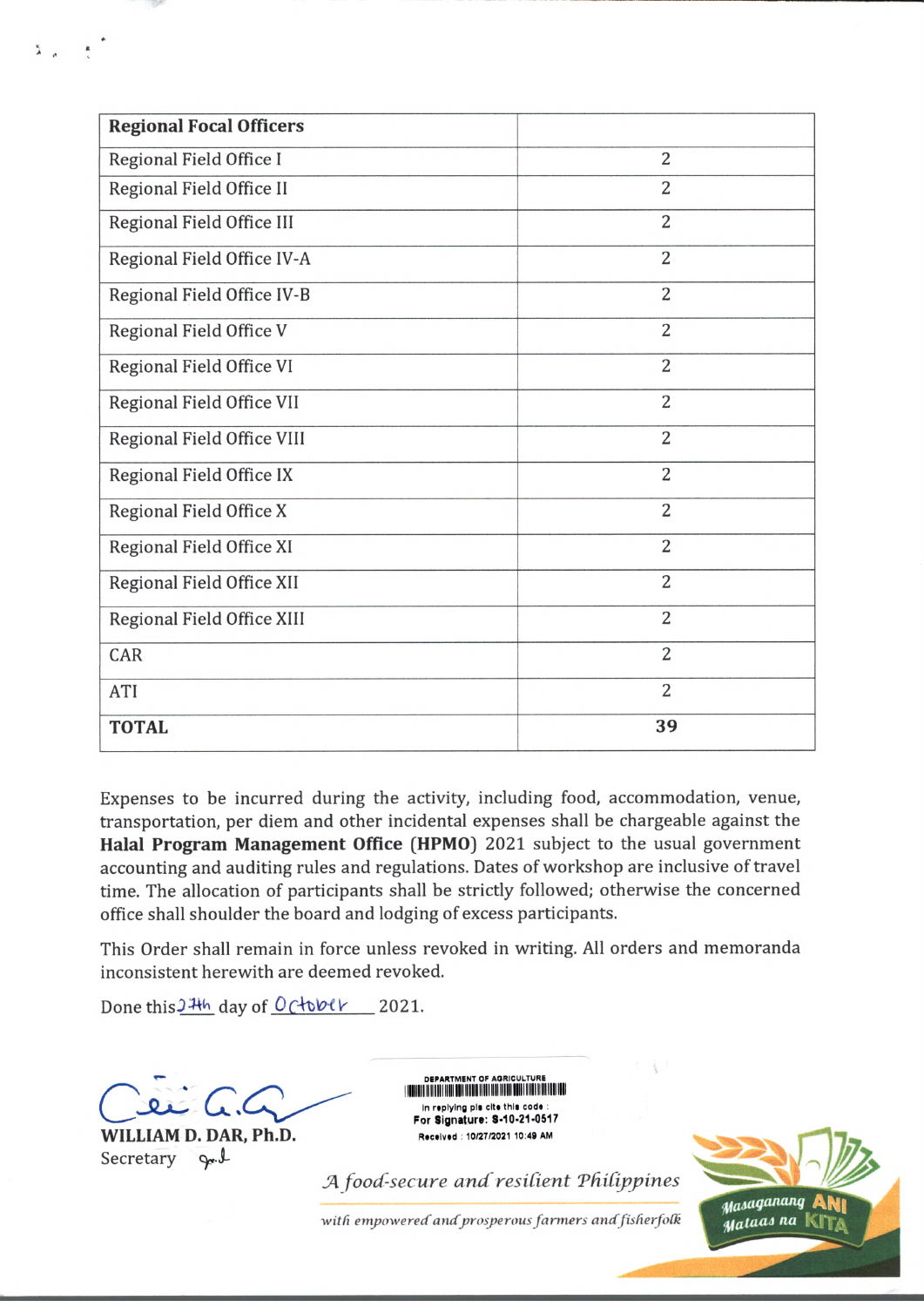| Regional Focal Officers | |
|---|---|
| Regional Field Office I | 2 |
| Regional Field Office II | 2 |
| Regional Field Office III | 2 |
| Regional Field Office IV-A | 2 |
| Regional Field Office IV-B | 2 |
| Regional Field Office V | 2 |
| Regional Field Office VI | 2 |
| Regional Field Office VII | 2 |
| Regional Field Office VIII | 2 |
| Regional Field Office IX | 2 |
| Regional Field Office X | 2 |
| Regional Field Office XI | 2 |
| Regional Field Office XII | 2 |
| Regional Field Office XIII | 2 |
| CAR | 2 |
| ATI | 2 |
| **TOTAL** | **39** |

Expenses to be incurred during the activity, including food, accommodation, venue, transportation, per diem and other incidental expenses shall be chargeable against the **Halal Program Management Office (HPMO)** 2021 subject to the usual government accounting and auditing rules and regulations. Dates of workshop are inclusive of travel time. The allocation of participants shall be strictly followed; otherwise the concerned office shall shoulder the board and lodging of excess participants.

This Order shall remain in force unless revoked in writing. All orders and memoranda inconsistent herewith are deemed revoked.

Done this 27th day of October 2021.

**WILLIAM D. DAR, Ph.D.**
Secretary

DEPARTMENT OF AGRICULTURE
In replying pls cite this code :
For Signature: S-10-21-0517
Received : 10/27/2021 10:49 AM

*A food-secure and resilient Philippines*

*with empowered and prosperous farmers and fisherfolk*

Masaganang ANI Mataas na KITA